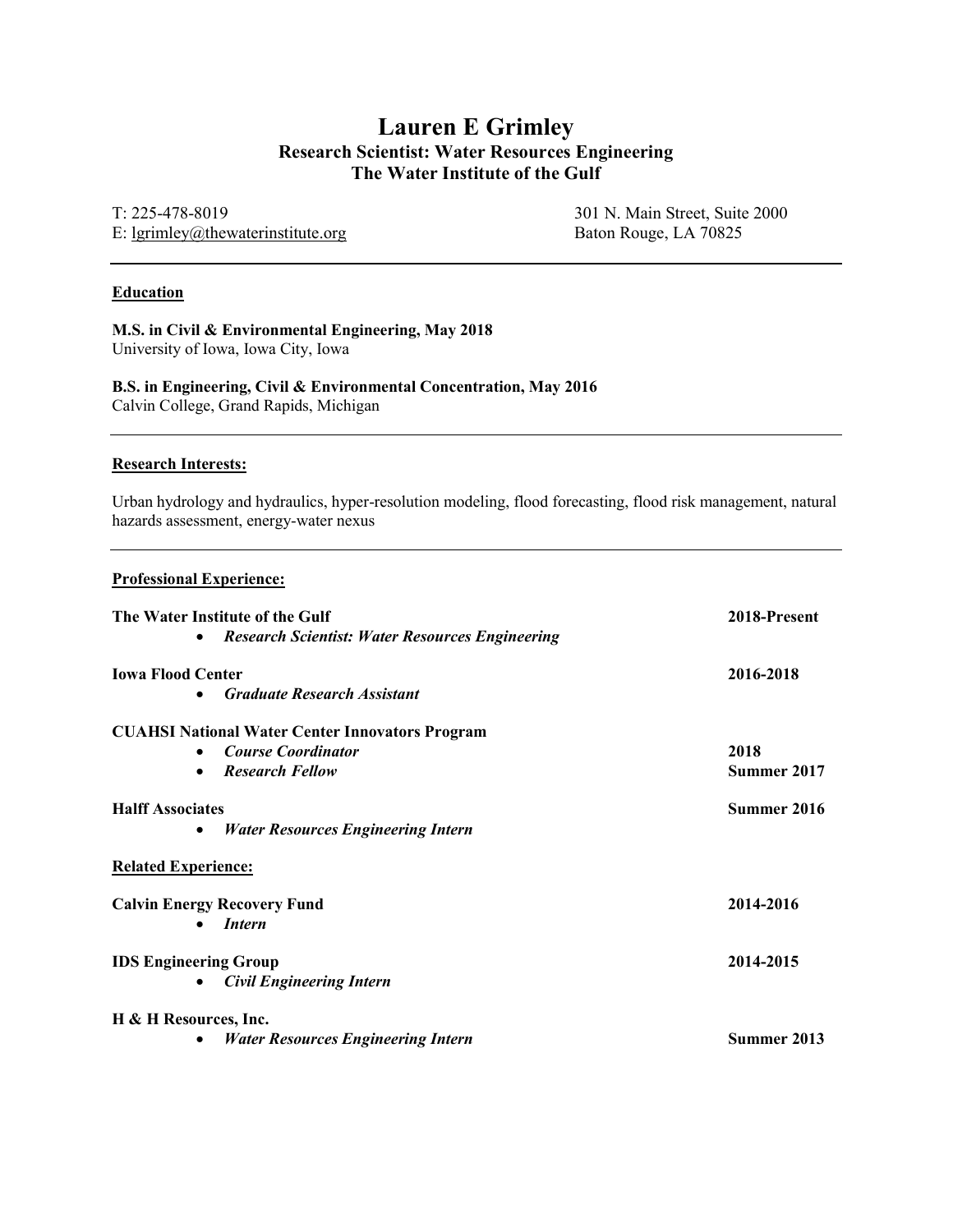# Lauren E Grimley

## Research Scientist: Water Resources Engineering
## The Water Institute of the Gulf

T: 225-478-8019
E: lgrimley@thewaterinstitute.org

301 N. Main Street, Suite 2000
Baton Rouge, LA 70825

---

### Education

**M.S. in Civil & Environmental Engineering, May 2018**
University of Iowa, Iowa City, Iowa

**B.S. in Engineering, Civil & Environmental Concentration, May 2016**
Calvin College, Grand Rapids, Michigan

---

### Research Interests:

Urban hydrology and hydraulics, hyper-resolution modeling, flood forecasting, flood risk management, natural hazards assessment, energy-water nexus

---

### Professional Experience:

**The Water Institute of the Gulf** — **2018-Present**
- ***Research Scientist: Water Resources Engineering***

**Iowa Flood Center** — **2016-2018**
- ***Graduate Research Assistant***

**CUAHSI National Water Center Innovators Program**
- ***Course Coordinator*** — **2018**
- ***Research Fellow*** — **Summer 2017**

**Halff Associates** — **Summer 2016**
- ***Water Resources Engineering Intern***

### Related Experience:

**Calvin Energy Recovery Fund** — **2014-2016**
- ***Intern***

**IDS Engineering Group** — **2014-2015**
- ***Civil Engineering Intern***

**H & H Resources, Inc.**
- ***Water Resources Engineering Intern*** — **Summer 2013**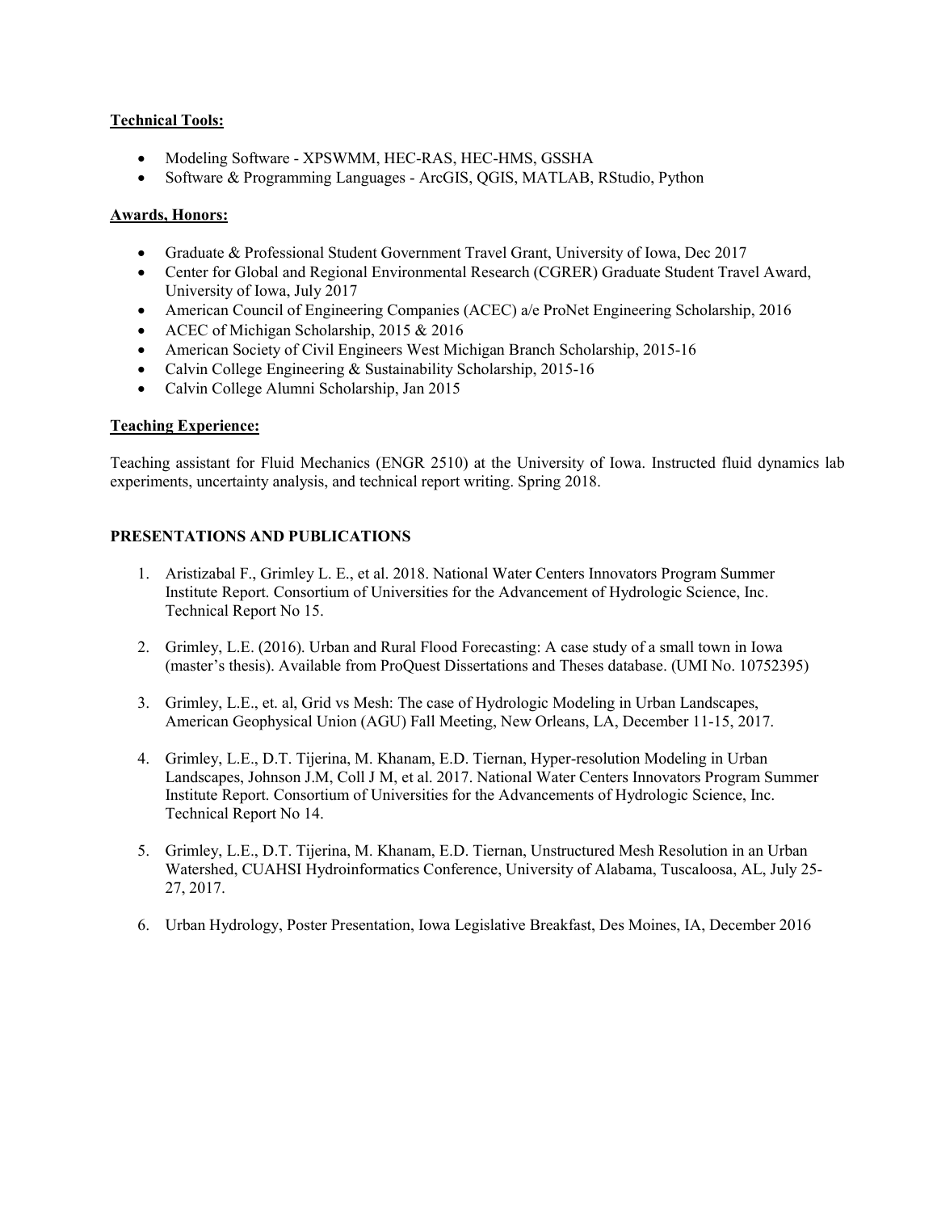**Technical Tools:**

- Modeling Software - XPSWMM, HEC-RAS, HEC-HMS, GSSHA
- Software & Programming Languages - ArcGIS, QGIS, MATLAB, RStudio, Python

**Awards, Honors:**

- Graduate & Professional Student Government Travel Grant, University of Iowa, Dec 2017
- Center for Global and Regional Environmental Research (CGRER) Graduate Student Travel Award, University of Iowa, July 2017
- American Council of Engineering Companies (ACEC) a/e ProNet Engineering Scholarship, 2016
- ACEC of Michigan Scholarship, 2015 & 2016
- American Society of Civil Engineers West Michigan Branch Scholarship, 2015-16
- Calvin College Engineering & Sustainability Scholarship, 2015-16
- Calvin College Alumni Scholarship, Jan 2015

**Teaching Experience:**

Teaching assistant for Fluid Mechanics (ENGR 2510) at the University of Iowa. Instructed fluid dynamics lab experiments, uncertainty analysis, and technical report writing. Spring 2018.

## PRESENTATIONS AND PUBLICATIONS

1. Aristizabal F., Grimley L. E., et al. 2018. National Water Centers Innovators Program Summer Institute Report. Consortium of Universities for the Advancement of Hydrologic Science, Inc. Technical Report No 15.

2. Grimley, L.E. (2016). Urban and Rural Flood Forecasting: A case study of a small town in Iowa (master's thesis). Available from ProQuest Dissertations and Theses database. (UMI No. 10752395)

3. Grimley, L.E., et. al, Grid vs Mesh: The case of Hydrologic Modeling in Urban Landscapes, American Geophysical Union (AGU) Fall Meeting, New Orleans, LA, December 11-15, 2017.

4. Grimley, L.E., D.T. Tijerina, M. Khanam, E.D. Tiernan, Hyper-resolution Modeling in Urban Landscapes, Johnson J.M, Coll J M, et al. 2017. National Water Centers Innovators Program Summer Institute Report. Consortium of Universities for the Advancements of Hydrologic Science, Inc. Technical Report No 14.

5. Grimley, L.E., D.T. Tijerina, M. Khanam, E.D. Tiernan, Unstructured Mesh Resolution in an Urban Watershed, CUAHSI Hydroinformatics Conference, University of Alabama, Tuscaloosa, AL, July 25-27, 2017.

6. Urban Hydrology, Poster Presentation, Iowa Legislative Breakfast, Des Moines, IA, December 2016